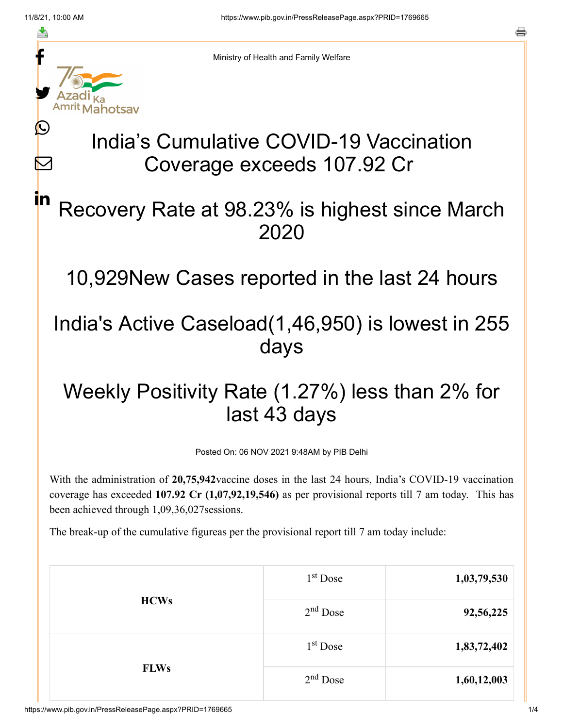Ministry of Health and Family Welfare

# India's Cumulative COVID-19 Vaccination Coverage exceeds 107.92 Cr

## Recovery Rate at 98.23% is highest since March 2020

## 10,929New Cases reported in the last 24 hours

## India's Active Caseload(1,46,950) is lowest in 255 days

## Weekly Positivity Rate (1.27%) less than 2% for last 43 days

Posted On: 06 NOV 2021 9:48AM by PIB Delhi

With the administration of **20,75,942**vaccine doses in the last 24 hours, India's COVID-19 vaccination coverage has exceeded **107.92 Cr (1,07,92,19,546)** as per provisional reports till 7 am today. This has been achieved through 1,09,36,027sessions.

The break-up of the cumulative figureas per the provisional report till 7 am today include:

| | | |
|---|---|---|
| **HCWs** | 1st Dose | **1,03,79,530** |
| | 2nd Dose | **92,56,225** |
| **FLWs** | 1st Dose | **1,83,72,402** |
| | 2nd Dose | **1,60,12,003** |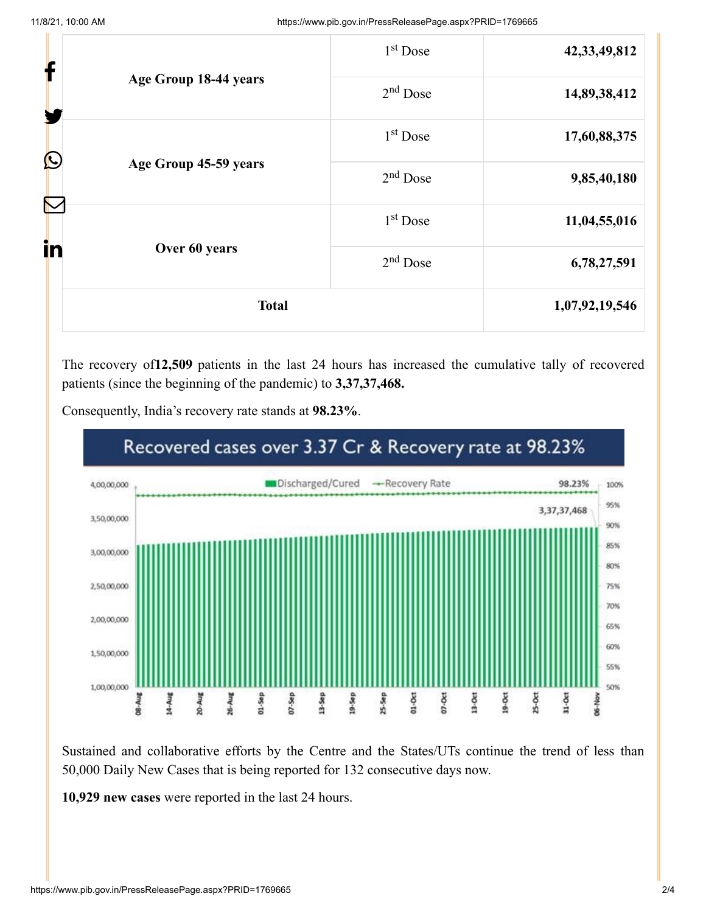| | | |
|---|---|---|
| Age Group 18-44 years | 1st Dose | **42,33,49,812** |
| | 2nd Dose | **14,89,38,412** |
| Age Group 45-59 years | 1st Dose | **17,60,88,375** |
| | 2nd Dose | **9,85,40,180** |
| Over 60 years | 1st Dose | **11,04,55,016** |
| | 2nd Dose | **6,78,27,591** |
| **Total** | | **1,07,92,19,546** |

The recovery of**12,509** patients in the last 24 hours has increased the cumulative tally of recovered patients (since the beginning of the pandemic) to **3,37,37,468.**

Consequently, India's recovery rate stands at **98.23%**.

Recovered cases over 3.37 Cr & Recovery rate at 98.23%

Sustained and collaborative efforts by the Centre and the States/UTs continue the trend of less than 50,000 Daily New Cases that is being reported for 132 consecutive days now.

**10,929 new cases** were reported in the last 24 hours.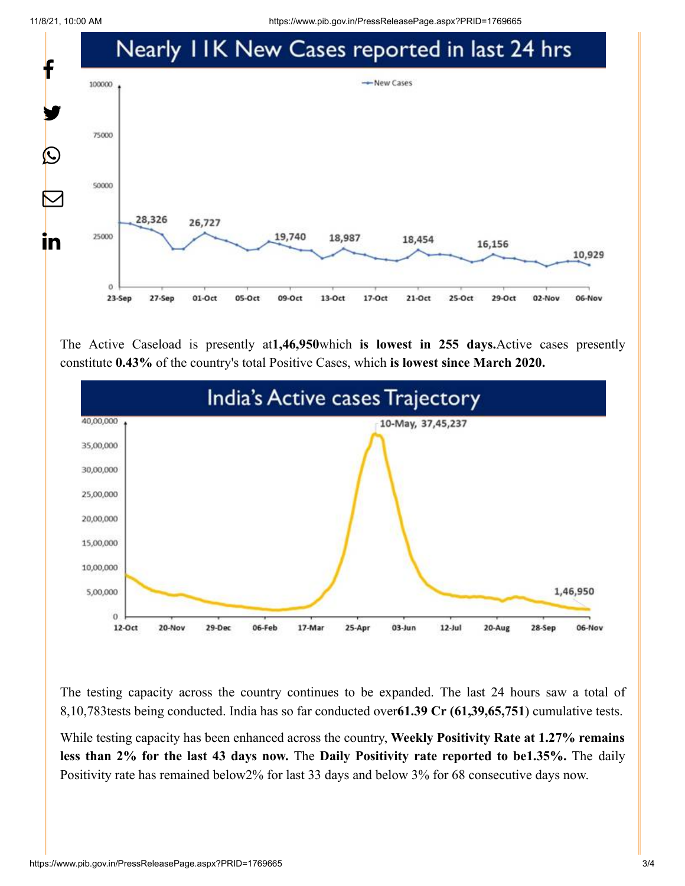## Nearly 11K New Cases reported in last 24 hrs

The Active Caseload is presently at**1,46,950**which **is lowest in 255 days.**Active cases presently constitute **0.43%** of the country's total Positive Cases, which **is lowest since March 2020.**

## India's Active cases Trajectory

The testing capacity across the country continues to be expanded. The last 24 hours saw a total of 8,10,783tests being conducted. India has so far conducted over**61.39 Cr (61,39,65,751**) cumulative tests.

While testing capacity has been enhanced across the country, **Weekly Positivity Rate at 1.27% remains less than 2% for the last 43 days now.** The **Daily Positivity rate reported to be1.35%.** The daily Positivity rate has remained below2% for last 33 days and below 3% for 68 consecutive days now.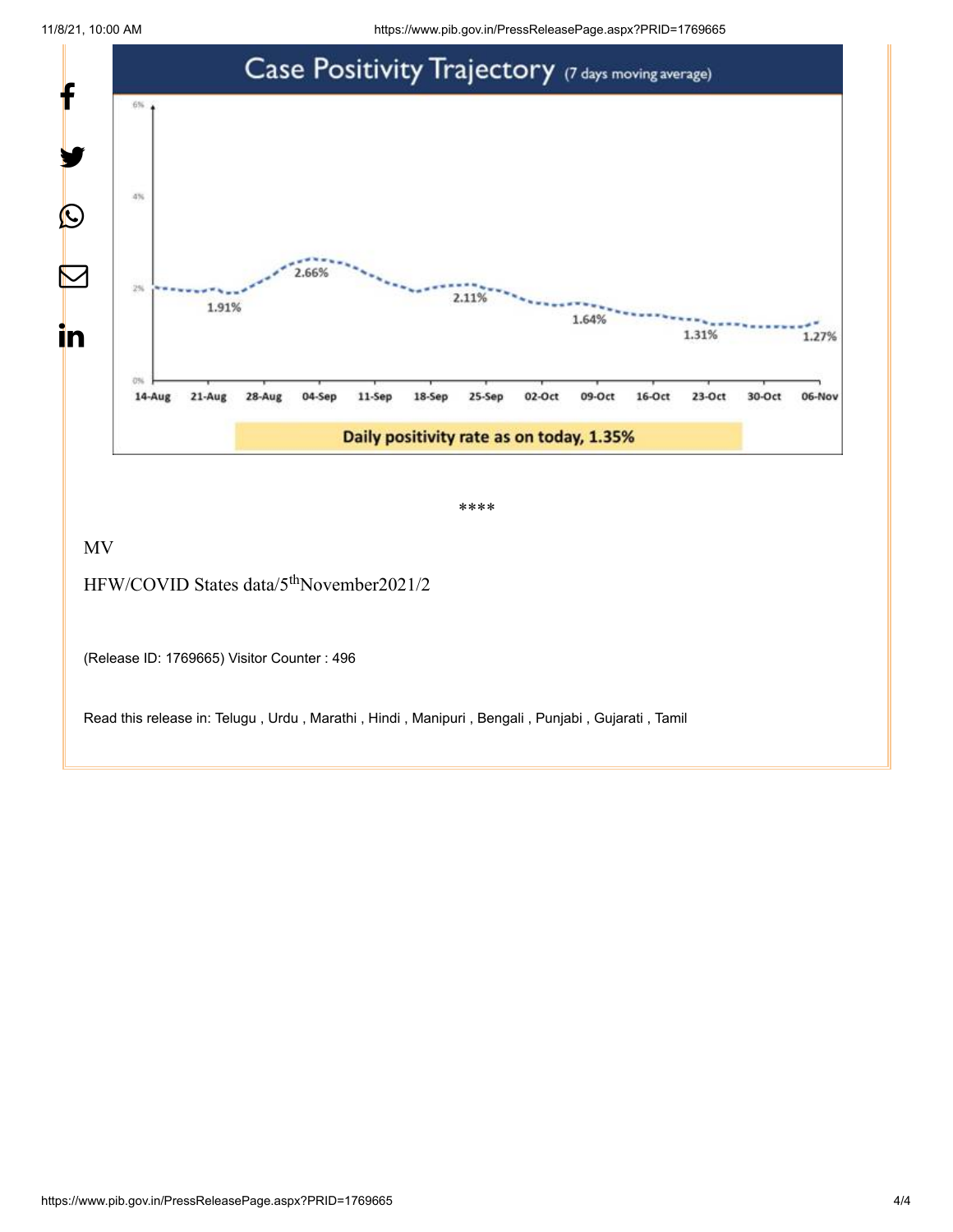Case Positivity Trajectory (7 days moving average)

6%
4%
2%
0%

2.66%
1.91%
2.11%
1.64%
1.31%
1.27%

14-Aug
21-Aug
28-Aug
04-Sep
11-Sep
18-Sep
25-Sep
02-Oct
09-Oct
16-Oct
23-Oct
30-Oct
06-Nov

Daily positivity rate as on today, 1.35%

****

MV

HFW/COVID States data/5thNovember2021/2

(Release ID: 1769665) Visitor Counter : 496

Read this release in: Telugu , Urdu , Marathi , Hindi , Manipuri , Bengali , Punjabi , Gujarati , Tamil